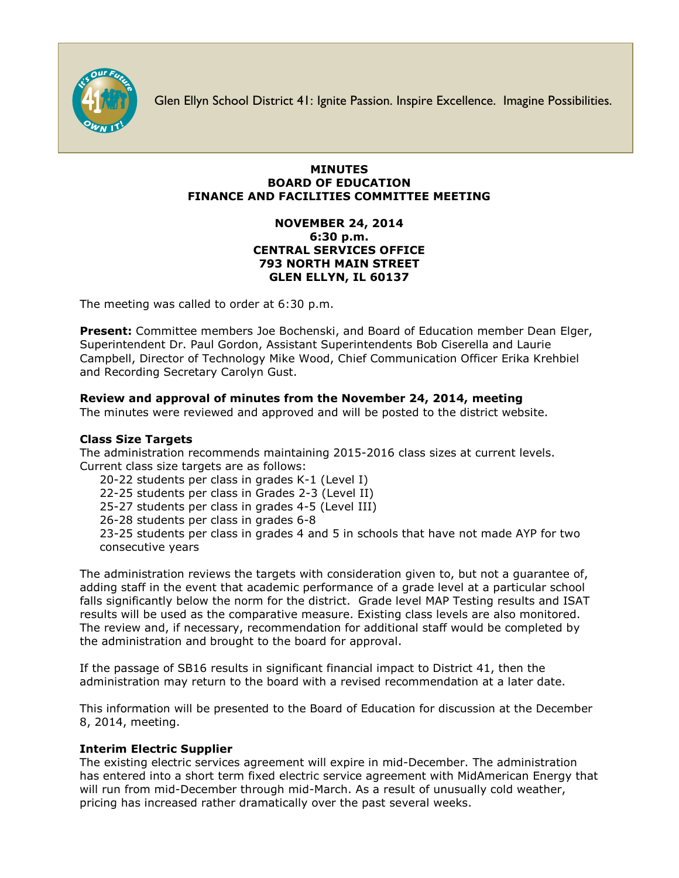Glen Ellyn School District 41: Ignite Passion. Inspire Excellence. Imagine Possibilities.

# MINUTES
## BOARD OF EDUCATION
## FINANCE AND FACILITIES COMMITTEE MEETING

**NOVEMBER 24, 2014**
**6:30 p.m.**
**CENTRAL SERVICES OFFICE**
**793 NORTH MAIN STREET**
**GLEN ELLYN, IL 60137**

The meeting was called to order at 6:30 p.m.

**Present:** Committee members Joe Bochenski, and Board of Education member Dean Elger, Superintendent Dr. Paul Gordon, Assistant Superintendents Bob Ciserella and Laurie Campbell, Director of Technology Mike Wood, Chief Communication Officer Erika Krehbiel and Recording Secretary Carolyn Gust.

**Review and approval of minutes from the November 24, 2014, meeting**
The minutes were reviewed and approved and will be posted to the district website.

**Class Size Targets**
The administration recommends maintaining 2015-2016 class sizes at current levels. Current class size targets are as follows:

- 20-22 students per class in grades K-1 (Level I)
- 22-25 students per class in Grades 2-3 (Level II)
- 25-27 students per class in grades 4-5 (Level III)
- 26-28 students per class in grades 6-8
- 23-25 students per class in grades 4 and 5 in schools that have not made AYP for two consecutive years

The administration reviews the targets with consideration given to, but not a guarantee of, adding staff in the event that academic performance of a grade level at a particular school falls significantly below the norm for the district. Grade level MAP Testing results and ISAT results will be used as the comparative measure. Existing class levels are also monitored. The review and, if necessary, recommendation for additional staff would be completed by the administration and brought to the board for approval.

If the passage of SB16 results in significant financial impact to District 41, then the administration may return to the board with a revised recommendation at a later date.

This information will be presented to the Board of Education for discussion at the December 8, 2014, meeting.

**Interim Electric Supplier**
The existing electric services agreement will expire in mid-December. The administration has entered into a short term fixed electric service agreement with MidAmerican Energy that will run from mid-December through mid-March. As a result of unusually cold weather, pricing has increased rather dramatically over the past several weeks.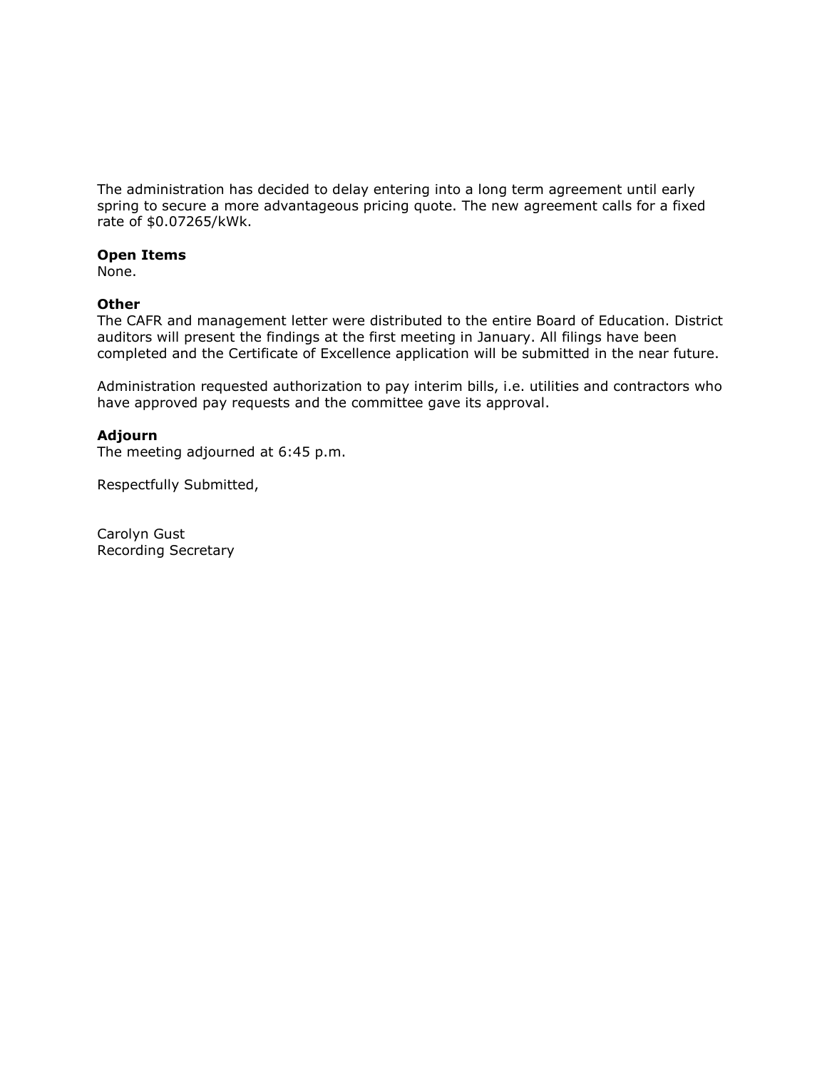The administration has decided to delay entering into a long term agreement until early spring to secure a more advantageous pricing quote. The new agreement calls for a fixed rate of $0.07265/kWk.

**Open Items**
None.

**Other**
The CAFR and management letter were distributed to the entire Board of Education. District auditors will present the findings at the first meeting in January. All filings have been completed and the Certificate of Excellence application will be submitted in the near future.

Administration requested authorization to pay interim bills, i.e. utilities and contractors who have approved pay requests and the committee gave its approval.

**Adjourn**
The meeting adjourned at 6:45 p.m.

Respectfully Submitted,

Carolyn Gust
Recording Secretary